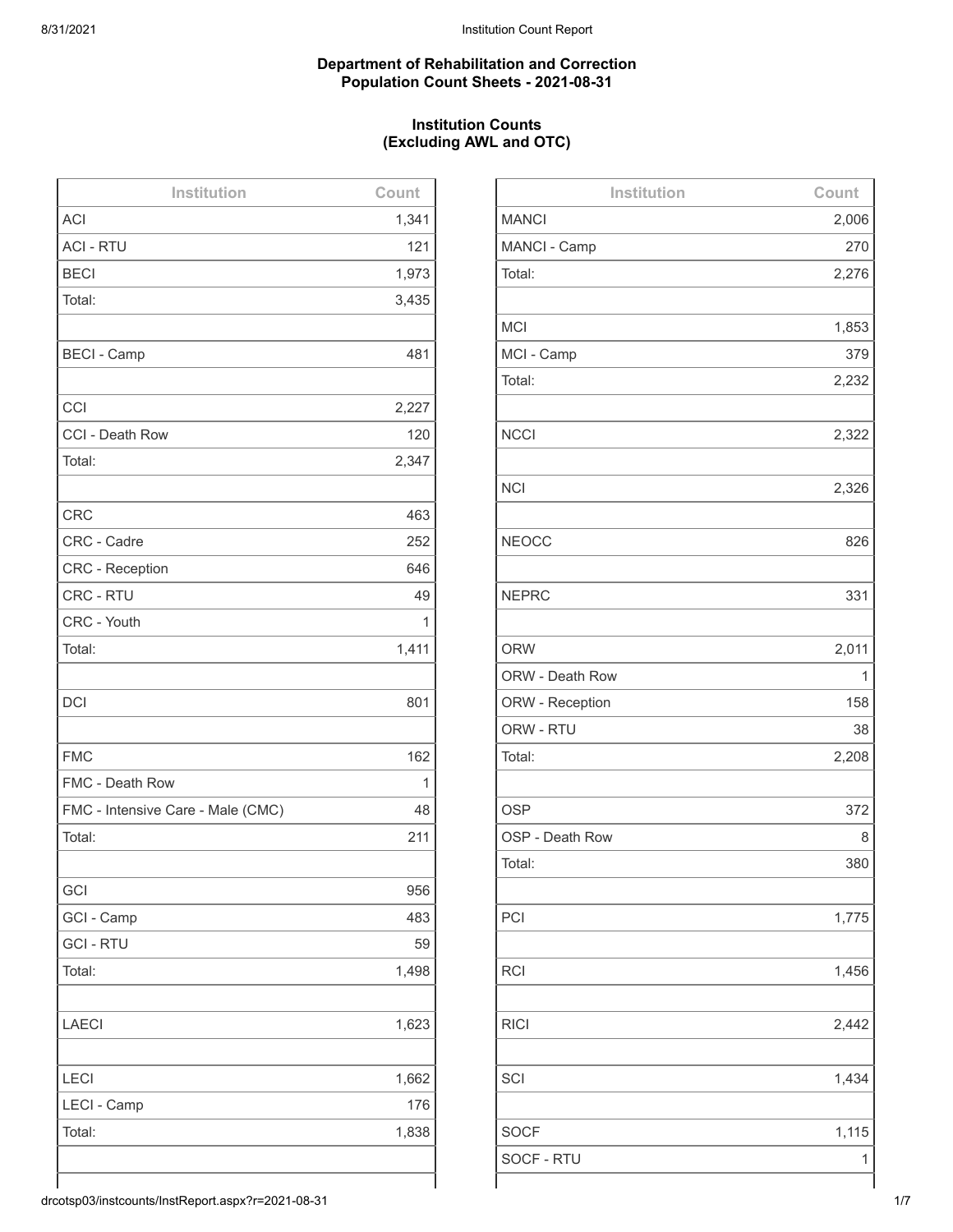## Department of Rehabilitation and Correction Population Count Sheets - 2021-08-31

### Institution Counts (Excluding AWL and OTC)

| Institution | Count |
|---|---|
| ACI | 1,341 |
| ACI - RTU | 121 |
| BECI | 1,973 |
| Total: | 3,435 |
| | |
| BECI - Camp | 481 |
| | |
| CCI | 2,227 |
| CCI - Death Row | 120 |
| Total: | 2,347 |
| | |
| CRC | 463 |
| CRC - Cadre | 252 |
| CRC - Reception | 646 |
| CRC - RTU | 49 |
| CRC - Youth | 1 |
| Total: | 1,411 |
| | |
| DCI | 801 |
| | |
| FMC | 162 |
| FMC - Death Row | 1 |
| FMC - Intensive Care - Male (CMC) | 48 |
| Total: | 211 |
| | |
| GCI | 956 |
| GCI - Camp | 483 |
| GCI - RTU | 59 |
| Total: | 1,498 |
| | |
| LAECI | 1,623 |
| | |
| LECI | 1,662 |
| LECI - Camp | 176 |
| Total: | 1,838 |

| Institution | Count |
|---|---|
| MANCI | 2,006 |
| MANCI - Camp | 270 |
| Total: | 2,276 |
| | |
| MCI | 1,853 |
| MCI - Camp | 379 |
| Total: | 2,232 |
| | |
| NCCI | 2,322 |
| | |
| NCI | 2,326 |
| | |
| NEOCC | 826 |
| | |
| NEPRC | 331 |
| | |
| ORW | 2,011 |
| ORW - Death Row | 1 |
| ORW - Reception | 158 |
| ORW - RTU | 38 |
| Total: | 2,208 |
| | |
| OSP | 372 |
| OSP - Death Row | 8 |
| Total: | 380 |
| | |
| PCI | 1,775 |
| | |
| RCI | 1,456 |
| | |
| RICI | 2,442 |
| | |
| SCI | 1,434 |
| | |
| SOCF | 1,115 |
| SOCF - RTU | 1 |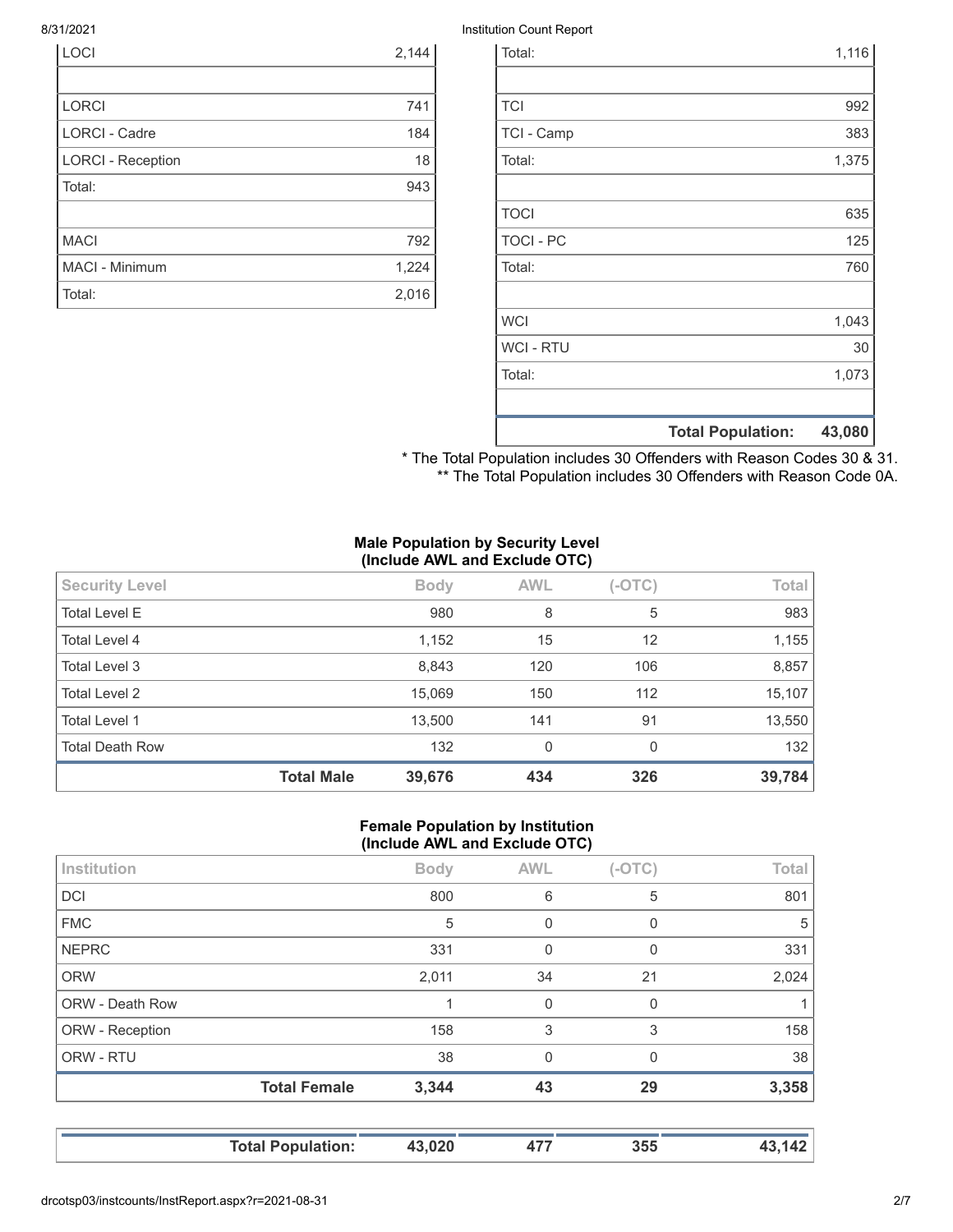| | |
|---|---|
| LOCI | 2,144 |
| | |
| LORCI | 741 |
| LORCI - Cadre | 184 |
| LORCI - Reception | 18 |
| Total: | 943 |
| | |
| MACI | 792 |
| MACI - Minimum | 1,224 |
| Total: | 2,016 |

| | |
|---|---|
| Total: | 1,116 |
| | |
| TCI | 992 |
| TCI - Camp | 383 |
| Total: | 1,375 |
| | |
| TOCI | 635 |
| TOCI - PC | 125 |
| Total: | 760 |
| | |
| WCI | 1,043 |
| WCI - RTU | 30 |
| Total: | 1,073 |
| | |
| **Total Population:** | **43,080** |

* The Total Population includes 30 Offenders with Reason Codes 30 & 31.
** The Total Population includes 30 Offenders with Reason Code 0A.

### Male Population by Security Level (Include AWL and Exclude OTC)

| Security Level | Body | AWL | (-OTC) | Total |
|---|---|---|---|---|
| Total Level E | 980 | 8 | 5 | 983 |
| Total Level 4 | 1,152 | 15 | 12 | 1,155 |
| Total Level 3 | 8,843 | 120 | 106 | 8,857 |
| Total Level 2 | 15,069 | 150 | 112 | 15,107 |
| Total Level 1 | 13,500 | 141 | 91 | 13,550 |
| Total Death Row | 132 | 0 | 0 | 132 |
| **Total Male** | **39,676** | **434** | **326** | **39,784** |

### Female Population by Institution (Include AWL and Exclude OTC)

| Institution | Body | AWL | (-OTC) | Total |
|---|---|---|---|---|
| DCI | 800 | 6 | 5 | 801 |
| FMC | 5 | 0 | 0 | 5 |
| NEPRC | 331 | 0 | 0 | 331 |
| ORW | 2,011 | 34 | 21 | 2,024 |
| ORW - Death Row | 1 | 0 | 0 | 1 |
| ORW - Reception | 158 | 3 | 3 | 158 |
| ORW - RTU | 38 | 0 | 0 | 38 |
| **Total Female** | **3,344** | **43** | **29** | **3,358** |

| | | | | |
|---|---|---|---|---|
| **Total Population:** | **43,020** | **477** | **355** | **43,142** |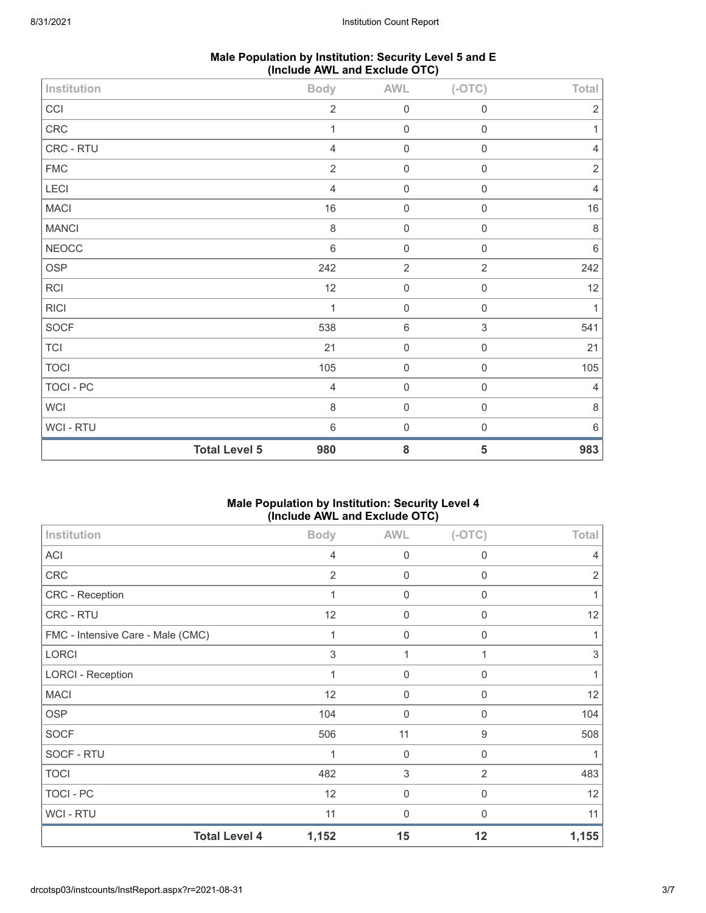### Male Population by Institution: Security Level 5 and E (Include AWL and Exclude OTC)

| Institution | Body | AWL | (-OTC) | Total |
|---|---|---|---|---|
| CCI | 2 | 0 | 0 | 2 |
| CRC | 1 | 0 | 0 | 1 |
| CRC - RTU | 4 | 0 | 0 | 4 |
| FMC | 2 | 0 | 0 | 2 |
| LECI | 4 | 0 | 0 | 4 |
| MACI | 16 | 0 | 0 | 16 |
| MANCI | 8 | 0 | 0 | 8 |
| NEOCC | 6 | 0 | 0 | 6 |
| OSP | 242 | 2 | 2 | 242 |
| RCI | 12 | 0 | 0 | 12 |
| RICI | 1 | 0 | 0 | 1 |
| SOCF | 538 | 6 | 3 | 541 |
| TCI | 21 | 0 | 0 | 21 |
| TOCI | 105 | 0 | 0 | 105 |
| TOCI - PC | 4 | 0 | 0 | 4 |
| WCI | 8 | 0 | 0 | 8 |
| WCI - RTU | 6 | 0 | 0 | 6 |
| **Total Level 5** | **980** | **8** | **5** | **983** |

### Male Population by Institution: Security Level 4 (Include AWL and Exclude OTC)

| Institution | Body | AWL | (-OTC) | Total |
|---|---|---|---|---|
| ACI | 4 | 0 | 0 | 4 |
| CRC | 2 | 0 | 0 | 2 |
| CRC - Reception | 1 | 0 | 0 | 1 |
| CRC - RTU | 12 | 0 | 0 | 12 |
| FMC - Intensive Care - Male (CMC) | 1 | 0 | 0 | 1 |
| LORCI | 3 | 1 | 1 | 3 |
| LORCI - Reception | 1 | 0 | 0 | 1 |
| MACI | 12 | 0 | 0 | 12 |
| OSP | 104 | 0 | 0 | 104 |
| SOCF | 506 | 11 | 9 | 508 |
| SOCF - RTU | 1 | 0 | 0 | 1 |
| TOCI | 482 | 3 | 2 | 483 |
| TOCI - PC | 12 | 0 | 0 | 12 |
| WCI - RTU | 11 | 0 | 0 | 11 |
| **Total Level 4** | **1,152** | **15** | **12** | **1,155** |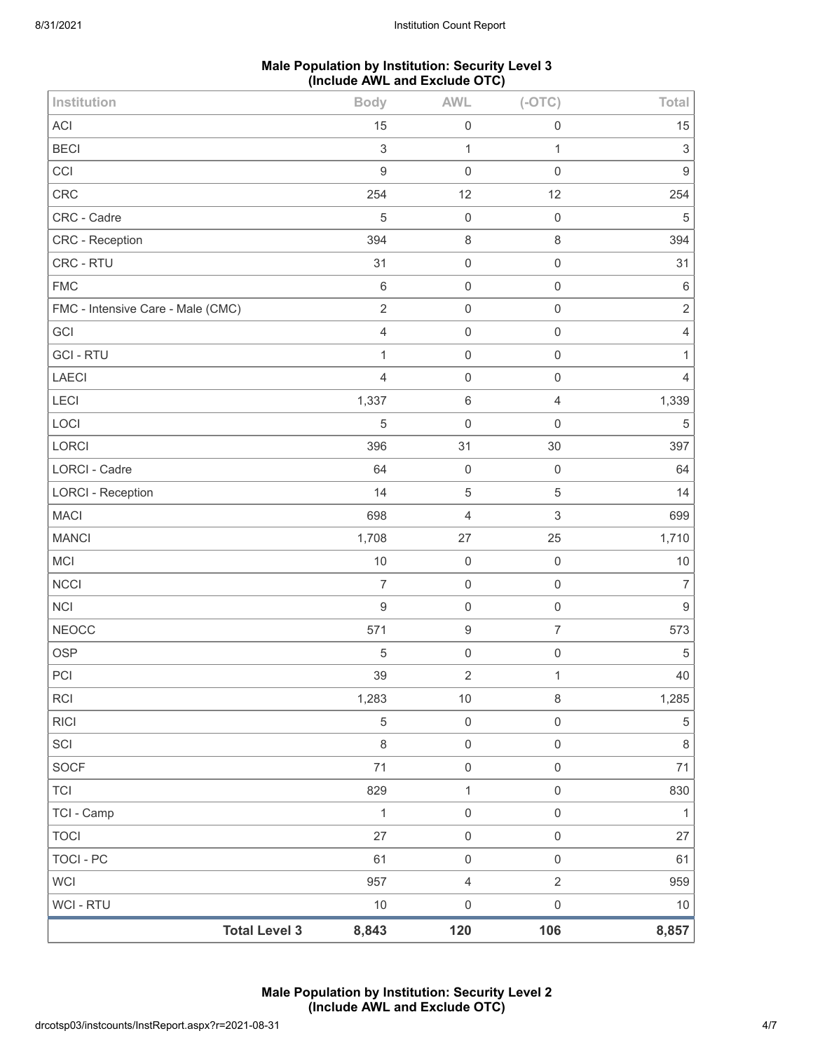## Male Population by Institution: Security Level 3 (Include AWL and Exclude OTC)

| Institution | Body | AWL | (-OTC) | Total |
|---|---|---|---|---|
| ACI | 15 | 0 | 0 | 15 |
| BECI | 3 | 1 | 1 | 3 |
| CCI | 9 | 0 | 0 | 9 |
| CRC | 254 | 12 | 12 | 254 |
| CRC - Cadre | 5 | 0 | 0 | 5 |
| CRC - Reception | 394 | 8 | 8 | 394 |
| CRC - RTU | 31 | 0 | 0 | 31 |
| FMC | 6 | 0 | 0 | 6 |
| FMC - Intensive Care - Male (CMC) | 2 | 0 | 0 | 2 |
| GCI | 4 | 0 | 0 | 4 |
| GCI - RTU | 1 | 0 | 0 | 1 |
| LAECI | 4 | 0 | 0 | 4 |
| LECI | 1,337 | 6 | 4 | 1,339 |
| LOCI | 5 | 0 | 0 | 5 |
| LORCI | 396 | 31 | 30 | 397 |
| LORCI - Cadre | 64 | 0 | 0 | 64 |
| LORCI - Reception | 14 | 5 | 5 | 14 |
| MACI | 698 | 4 | 3 | 699 |
| MANCI | 1,708 | 27 | 25 | 1,710 |
| MCI | 10 | 0 | 0 | 10 |
| NCCI | 7 | 0 | 0 | 7 |
| NCI | 9 | 0 | 0 | 9 |
| NEOCC | 571 | 9 | 7 | 573 |
| OSP | 5 | 0 | 0 | 5 |
| PCI | 39 | 2 | 1 | 40 |
| RCI | 1,283 | 10 | 8 | 1,285 |
| RICI | 5 | 0 | 0 | 5 |
| SCI | 8 | 0 | 0 | 8 |
| SOCF | 71 | 0 | 0 | 71 |
| TCI | 829 | 1 | 0 | 830 |
| TCI - Camp | 1 | 0 | 0 | 1 |
| TOCI | 27 | 0 | 0 | 27 |
| TOCI - PC | 61 | 0 | 0 | 61 |
| WCI | 957 | 4 | 2 | 959 |
| WCI - RTU | 10 | 0 | 0 | 10 |
| **Total Level 3** | **8,843** | **120** | **106** | **8,857** |

## Male Population by Institution: Security Level 2 (Include AWL and Exclude OTC)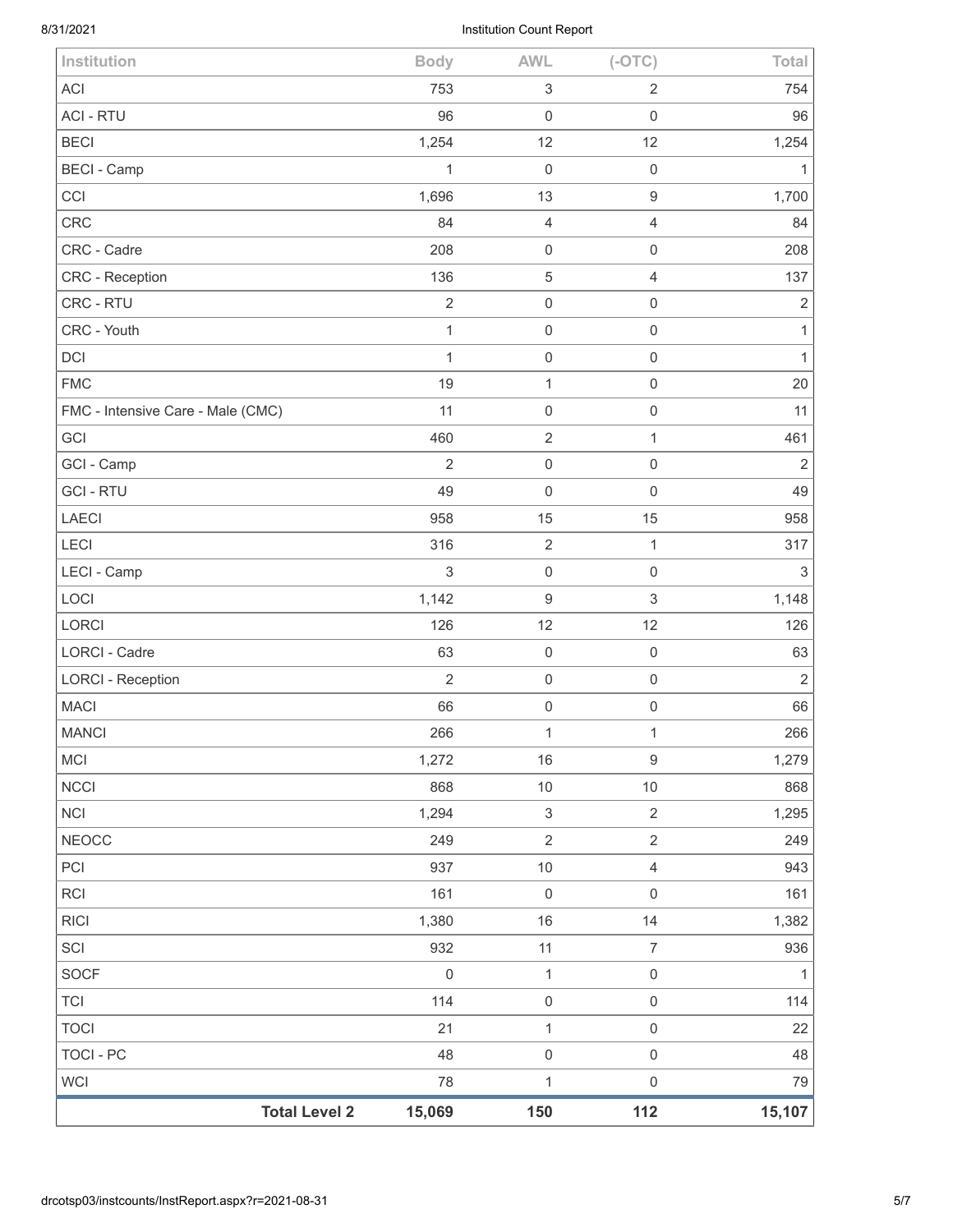| Institution | Body | AWL | (-OTC) | Total |
|---|---|---|---|---|
| ACI | 753 | 3 | 2 | 754 |
| ACI - RTU | 96 | 0 | 0 | 96 |
| BECI | 1,254 | 12 | 12 | 1,254 |
| BECI - Camp | 1 | 0 | 0 | 1 |
| CCI | 1,696 | 13 | 9 | 1,700 |
| CRC | 84 | 4 | 4 | 84 |
| CRC - Cadre | 208 | 0 | 0 | 208 |
| CRC - Reception | 136 | 5 | 4 | 137 |
| CRC - RTU | 2 | 0 | 0 | 2 |
| CRC - Youth | 1 | 0 | 0 | 1 |
| DCI | 1 | 0 | 0 | 1 |
| FMC | 19 | 1 | 0 | 20 |
| FMC - Intensive Care - Male (CMC) | 11 | 0 | 0 | 11 |
| GCI | 460 | 2 | 1 | 461 |
| GCI - Camp | 2 | 0 | 0 | 2 |
| GCI - RTU | 49 | 0 | 0 | 49 |
| LAECI | 958 | 15 | 15 | 958 |
| LECI | 316 | 2 | 1 | 317 |
| LECI - Camp | 3 | 0 | 0 | 3 |
| LOCI | 1,142 | 9 | 3 | 1,148 |
| LORCI | 126 | 12 | 12 | 126 |
| LORCI - Cadre | 63 | 0 | 0 | 63 |
| LORCI - Reception | 2 | 0 | 0 | 2 |
| MACI | 66 | 0 | 0 | 66 |
| MANCI | 266 | 1 | 1 | 266 |
| MCI | 1,272 | 16 | 9 | 1,279 |
| NCCI | 868 | 10 | 10 | 868 |
| NCI | 1,294 | 3 | 2 | 1,295 |
| NEOCC | 249 | 2 | 2 | 249 |
| PCI | 937 | 10 | 4 | 943 |
| RCI | 161 | 0 | 0 | 161 |
| RICI | 1,380 | 16 | 14 | 1,382 |
| SCI | 932 | 11 | 7 | 936 |
| SOCF | 0 | 1 | 0 | 1 |
| TCI | 114 | 0 | 0 | 114 |
| TOCI | 21 | 1 | 0 | 22 |
| TOCI - PC | 48 | 0 | 0 | 48 |
| WCI | 78 | 1 | 0 | 79 |
| **Total Level 2** | **15,069** | **150** | **112** | **15,107** |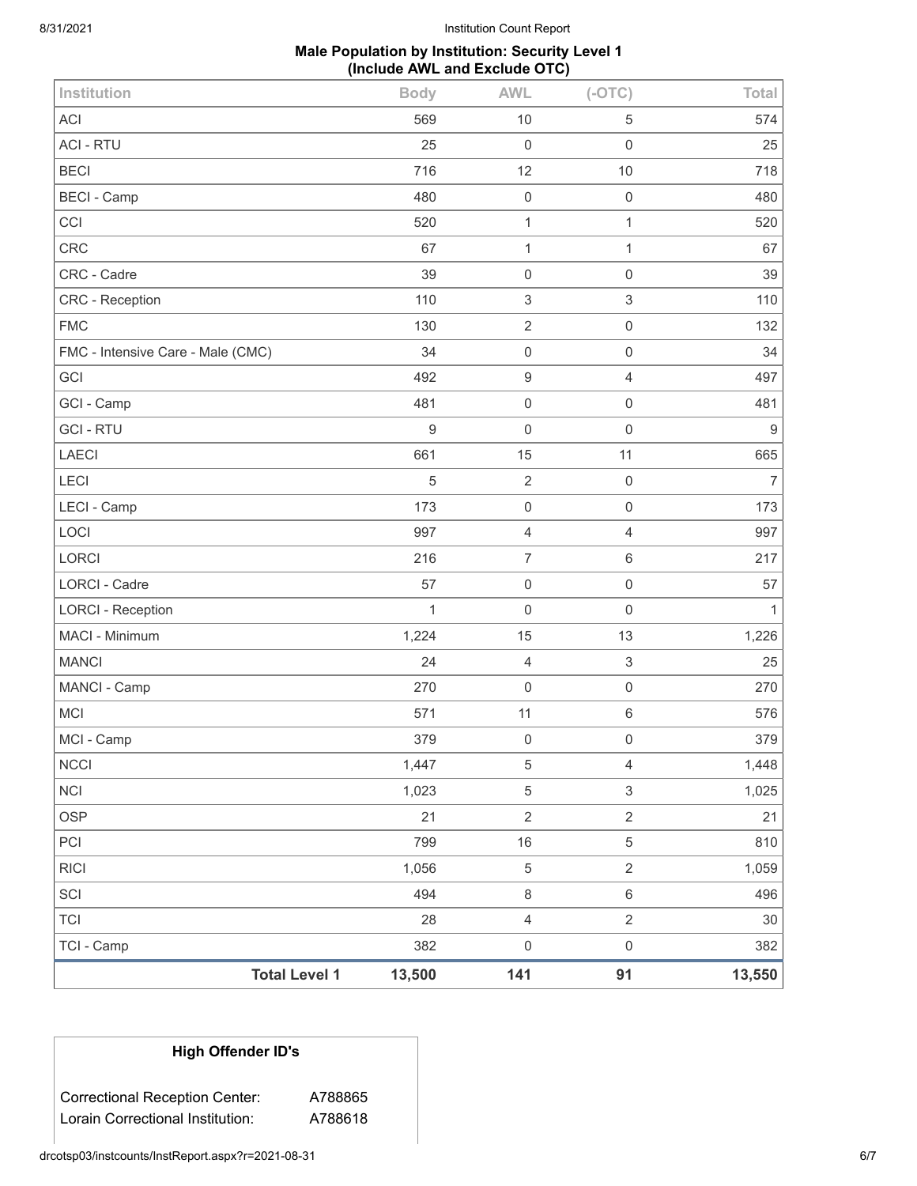## Male Population by Institution: Security Level 1 (Include AWL and Exclude OTC)

| Institution | Body | AWL | (-OTC) | Total |
|---|---|---|---|---|
| ACI | 569 | 10 | 5 | 574 |
| ACI - RTU | 25 | 0 | 0 | 25 |
| BECI | 716 | 12 | 10 | 718 |
| BECI - Camp | 480 | 0 | 0 | 480 |
| CCI | 520 | 1 | 1 | 520 |
| CRC | 67 | 1 | 1 | 67 |
| CRC - Cadre | 39 | 0 | 0 | 39 |
| CRC - Reception | 110 | 3 | 3 | 110 |
| FMC | 130 | 2 | 0 | 132 |
| FMC - Intensive Care - Male (CMC) | 34 | 0 | 0 | 34 |
| GCI | 492 | 9 | 4 | 497 |
| GCI - Camp | 481 | 0 | 0 | 481 |
| GCI - RTU | 9 | 0 | 0 | 9 |
| LAECI | 661 | 15 | 11 | 665 |
| LECI | 5 | 2 | 0 | 7 |
| LECI - Camp | 173 | 0 | 0 | 173 |
| LOCI | 997 | 4 | 4 | 997 |
| LORCI | 216 | 7 | 6 | 217 |
| LORCI - Cadre | 57 | 0 | 0 | 57 |
| LORCI - Reception | 1 | 0 | 0 | 1 |
| MACI - Minimum | 1,224 | 15 | 13 | 1,226 |
| MANCI | 24 | 4 | 3 | 25 |
| MANCI - Camp | 270 | 0 | 0 | 270 |
| MCI | 571 | 11 | 6 | 576 |
| MCI - Camp | 379 | 0 | 0 | 379 |
| NCCI | 1,447 | 5 | 4 | 1,448 |
| NCI | 1,023 | 5 | 3 | 1,025 |
| OSP | 21 | 2 | 2 | 21 |
| PCI | 799 | 16 | 5 | 810 |
| RICI | 1,056 | 5 | 2 | 1,059 |
| SCI | 494 | 8 | 6 | 496 |
| TCI | 28 | 4 | 2 | 30 |
| TCI - Camp | 382 | 0 | 0 | 382 |
| **Total Level 1** | **13,500** | **141** | **91** | **13,550** |

### High Offender ID's

| | |
|---|---|
| Correctional Reception Center: | A788865 |
| Lorain Correctional Institution: | A788618 |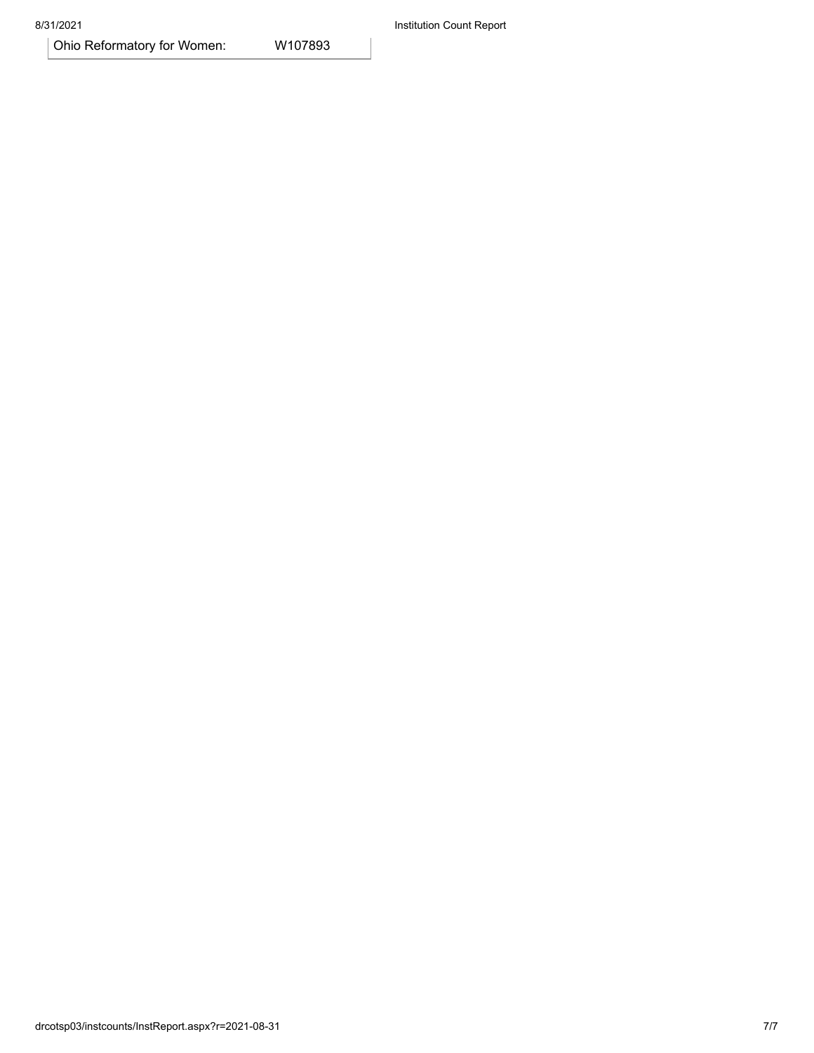| | |
|---|---|
| Ohio Reformatory for Women: | W107893 |